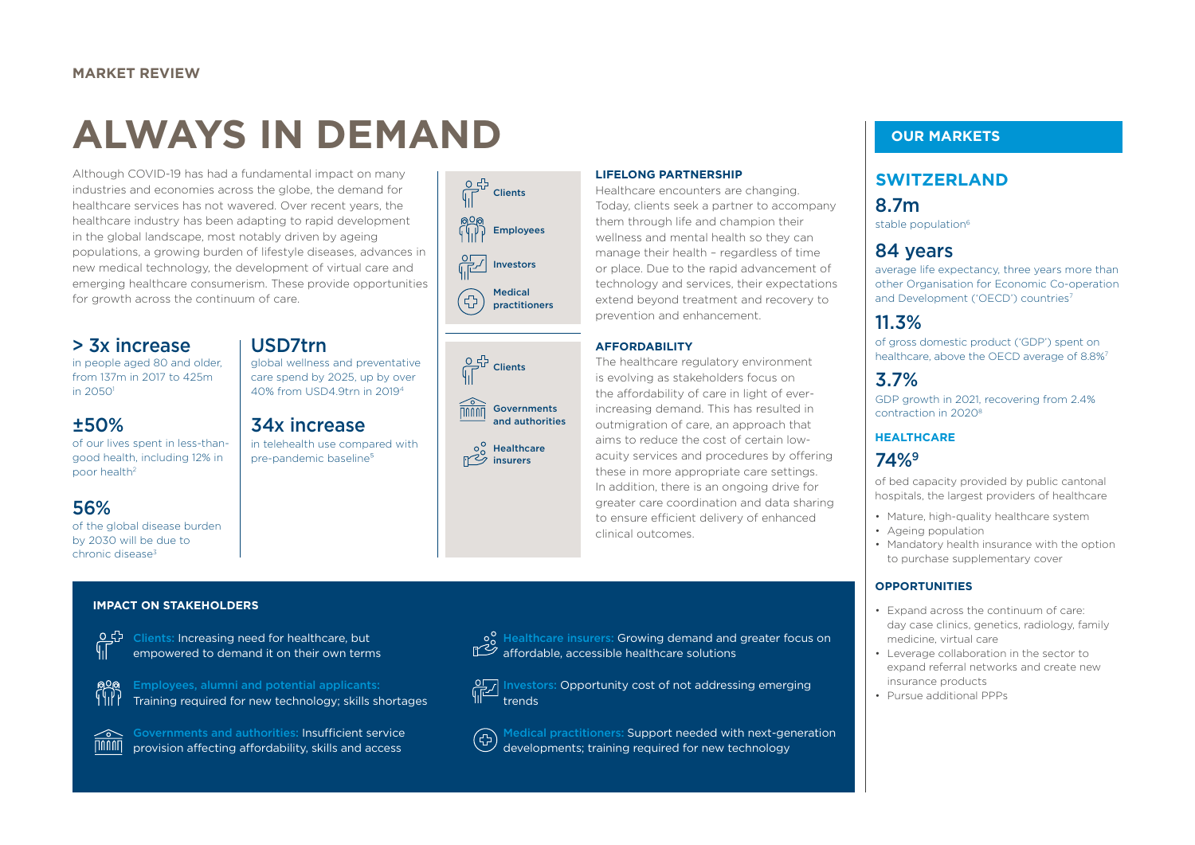MARKET REVIEW

# ALWAYS IN DEMAND

Although COVID-19 has had a fundamental impact on many industries and economies across the globe, the demand for healthcare services has not wavered. Over recent years, the healthcare industry has been adapting to rapid development in the global landscape, most notably driven by ageing populations, a growing burden of lifestyle diseases, advances in new medical technology, the development of virtual care and emerging healthcare consumerism. These provide opportunities for growth across the continuum of care.

## > 3x increase

in people aged 80 and older, from 137m in 2017 to 425m in 2050[1]

## ±50%

of our lives spent in less-than-good health, including 12% in poor health[2]

## 56%

of the global disease burden by 2030 will be due to chronic disease[3]

## USD7trn

global wellness and preventative care spend by 2025, up by over 40% from USD4.9trn in 2019[4]

## 34x increase

in telehealth use compared with pre-pandemic baseline[5]

- Clients
- Employees
- Investors
- Medical practitioners

### LIFELONG PARTNERSHIP

Healthcare encounters are changing. Today, clients seek a partner to accompany them through life and champion their wellness and mental health so they can manage their health – regardless of time or place. Due to the rapid advancement of technology and services, their expectations extend beyond treatment and recovery to prevention and enhancement.

- Clients
- Governments and authorities
- Healthcare insurers

### AFFORDABILITY

The healthcare regulatory environment is evolving as stakeholders focus on the affordability of care in light of ever-increasing demand. This has resulted in outmigration of care, an approach that aims to reduce the cost of certain low-acuity services and procedures by offering these in more appropriate care settings. In addition, there is an ongoing drive for greater care coordination and data sharing to ensure efficient delivery of enhanced clinical outcomes.

### IMPACT ON STAKEHOLDERS

**Clients:** Increasing need for healthcare, but empowered to demand it on their own terms

**Employees, alumni and potential applicants:** Training required for new technology; skills shortages

**Governments and authorities:** Insufficient service provision affecting affordability, skills and access

**Healthcare insurers:** Growing demand and greater focus on affordable, accessible healthcare solutions

**Investors:** Opportunity cost of not addressing emerging trends

**Medical practitioners:** Support needed with next-generation developments; training required for new technology

## OUR MARKETS

### SWITZERLAND

**8.7m**

stable population[6]

**84 years**

average life expectancy, three years more than other Organisation for Economic Co-operation and Development ('OECD') countries[7]

**11.3%**

of gross domestic product ('GDP') spent on healthcare, above the OECD average of 8.8%[7]

**3.7%**

GDP growth in 2021, recovering from 2.4% contraction in 2020[8]

### HEALTHCARE

**74%[9]**

of bed capacity provided by public cantonal hospitals, the largest providers of healthcare

- Mature, high-quality healthcare system
- Ageing population
- Mandatory health insurance with the option to purchase supplementary cover

### OPPORTUNITIES

- Expand across the continuum of care: day case clinics, genetics, radiology, family medicine, virtual care
- Leverage collaboration in the sector to expand referral networks and create new insurance products
- Pursue additional PPPs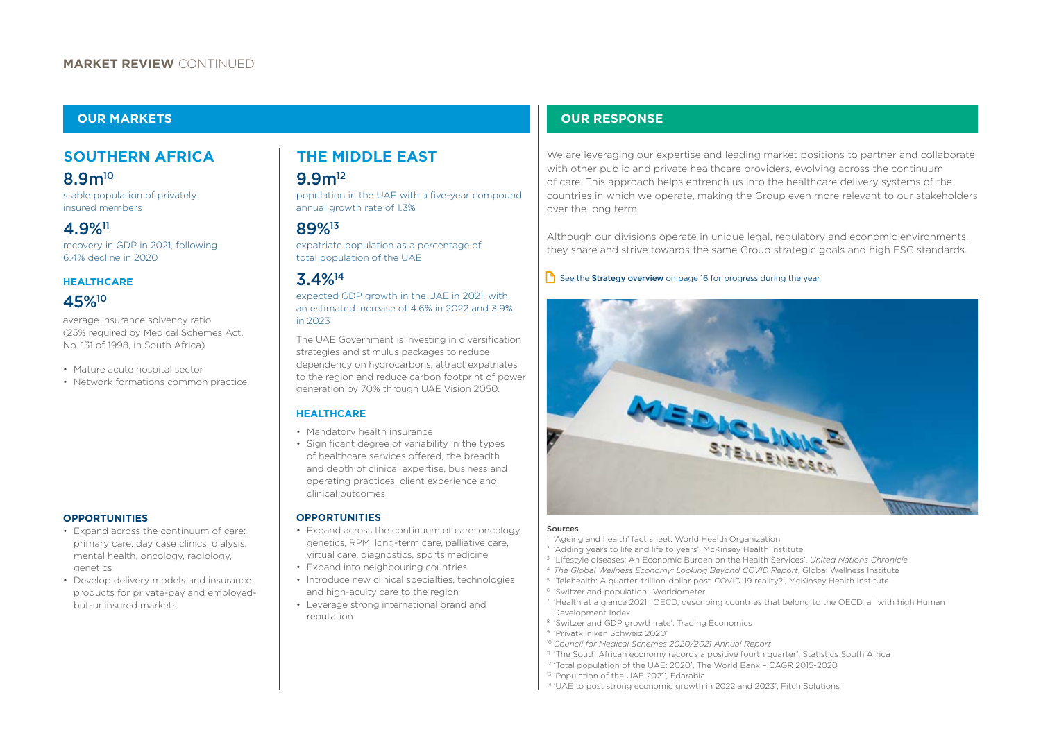## MARKET REVIEW CONTINUED

## OUR MARKETS

### SOUTHERN AFRICA

**8.9m**[10]

stable population of privately insured members

**4.9%**[11]

recovery in GDP in 2021, following 6.4% decline in 2020

#### HEALTHCARE

**45%**[10]

average insurance solvency ratio (25% required by Medical Schemes Act, No. 131 of 1998, in South Africa)

- Mature acute hospital sector
- Network formations common practice

#### OPPORTUNITIES

- Expand across the continuum of care: primary care, day case clinics, dialysis, mental health, oncology, radiology, genetics
- Develop delivery models and insurance products for private-pay and employed-but-uninsured markets

### THE MIDDLE EAST

**9.9m**[12]

population in the UAE with a five-year compound annual growth rate of 1.3%

**89%**[13]

expatriate population as a percentage of total population of the UAE

**3.4%**[14]

expected GDP growth in the UAE in 2021, with an estimated increase of 4.6% in 2022 and 3.9% in 2023

The UAE Government is investing in diversification strategies and stimulus packages to reduce dependency on hydrocarbons, attract expatriates to the region and reduce carbon footprint of power generation by 70% through UAE Vision 2050.

#### HEALTHCARE

- Mandatory health insurance
- Significant degree of variability in the types of healthcare services offered, the breadth and depth of clinical expertise, business and operating practices, client experience and clinical outcomes

#### OPPORTUNITIES

- Expand across the continuum of care: oncology, genetics, RPM, long-term care, palliative care, virtual care, diagnostics, sports medicine
- Expand into neighbouring countries
- Introduce new clinical specialties, technologies and high-acuity care to the region
- Leverage strong international brand and reputation

## OUR RESPONSE

We are leveraging our expertise and leading market positions to partner and collaborate with other public and private healthcare providers, evolving across the continuum of care. This approach helps entrench us into the healthcare delivery systems of the countries in which we operate, making the Group even more relevant to our stakeholders over the long term.

Although our divisions operate in unique legal, regulatory and economic environments, they share and strive towards the same Group strategic goals and high ESG standards.

See the **Strategy overview** on page 16 for progress during the year

#### Sources

1. 'Ageing and health' fact sheet, World Health Organization
2. 'Adding years to life and life to years', McKinsey Health Institute
3. 'Lifestyle diseases: An Economic Burden on the Health Services', *United Nations Chronicle*
4. *The Global Wellness Economy: Looking Beyond COVID Report*, Global Wellness Institute
5. 'Telehealth: A quarter-trillion-dollar post-COVID-19 reality?', McKinsey Health Institute
6. 'Switzerland population', Worldometer
7. 'Health at a glance 2021', OECD, describing countries that belong to the OECD, all with high Human Development Index
8. 'Switzerland GDP growth rate', Trading Economics
9. 'Privatkliniken Schweiz 2020'
10. *Council for Medical Schemes 2020/2021 Annual Report*
11. 'The South African economy records a positive fourth quarter', Statistics South Africa
12. 'Total population of the UAE: 2020', The World Bank – CAGR 2015-2020
13. 'Population of the UAE 2021', Edarabia
14. 'UAE to post strong economic growth in 2022 and 2023', Fitch Solutions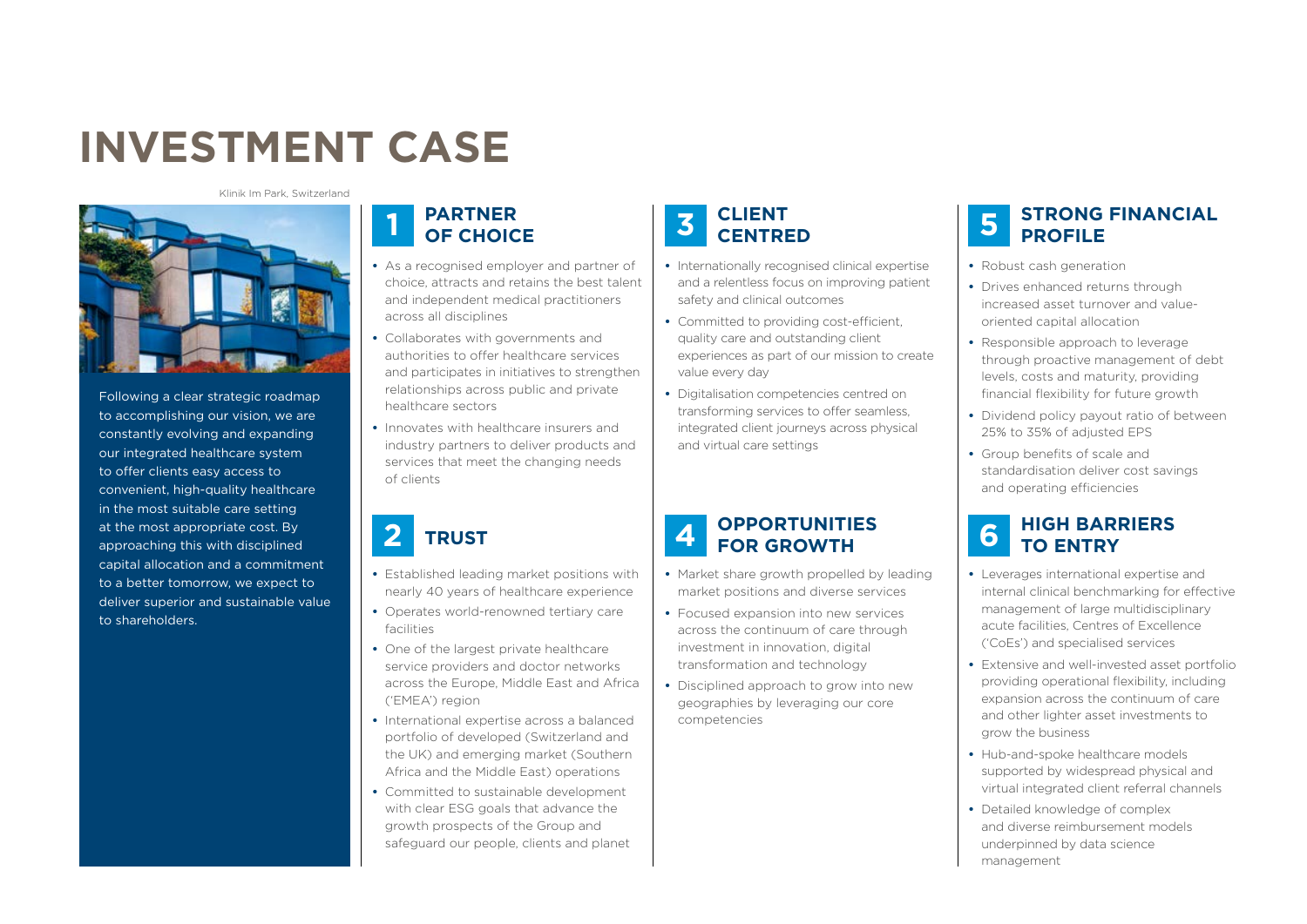# INVESTMENT CASE

Klinik Im Park, Switzerland

Following a clear strategic roadmap to accomplishing our vision, we are constantly evolving and expanding our integrated healthcare system to offer clients easy access to convenient, high-quality healthcare in the most suitable care setting at the most appropriate cost. By approaching this with disciplined capital allocation and a commitment to a better tomorrow, we expect to deliver superior and sustainable value to shareholders.

## 1 PARTNER OF CHOICE

- As a recognised employer and partner of choice, attracts and retains the best talent and independent medical practitioners across all disciplines
- Collaborates with governments and authorities to offer healthcare services and participates in initiatives to strengthen relationships across public and private healthcare sectors
- Innovates with healthcare insurers and industry partners to deliver products and services that meet the changing needs of clients

## 2 TRUST

- Established leading market positions with nearly 40 years of healthcare experience
- Operates world-renowned tertiary care facilities
- One of the largest private healthcare service providers and doctor networks across the Europe, Middle East and Africa ('EMEA') region
- International expertise across a balanced portfolio of developed (Switzerland and the UK) and emerging market (Southern Africa and the Middle East) operations
- Committed to sustainable development with clear ESG goals that advance the growth prospects of the Group and safeguard our people, clients and planet

## 3 CLIENT CENTRED

- Internationally recognised clinical expertise and a relentless focus on improving patient safety and clinical outcomes
- Committed to providing cost-efficient, quality care and outstanding client experiences as part of our mission to create value every day
- Digitalisation competencies centred on transforming services to offer seamless, integrated client journeys across physical and virtual care settings

## 4 OPPORTUNITIES FOR GROWTH

- Market share growth propelled by leading market positions and diverse services
- Focused expansion into new services across the continuum of care through investment in innovation, digital transformation and technology
- Disciplined approach to grow into new geographies by leveraging our core competencies

## 5 STRONG FINANCIAL PROFILE

- Robust cash generation
- Drives enhanced returns through increased asset turnover and value-oriented capital allocation
- Responsible approach to leverage through proactive management of debt levels, costs and maturity, providing financial flexibility for future growth
- Dividend policy payout ratio of between 25% to 35% of adjusted EPS
- Group benefits of scale and standardisation deliver cost savings and operating efficiencies

## 6 HIGH BARRIERS TO ENTRY

- Leverages international expertise and internal clinical benchmarking for effective management of large multidisciplinary acute facilities, Centres of Excellence ('CoEs') and specialised services
- Extensive and well-invested asset portfolio providing operational flexibility, including expansion across the continuum of care and other lighter asset investments to grow the business
- Hub-and-spoke healthcare models supported by widespread physical and virtual integrated client referral channels
- Detailed knowledge of complex and diverse reimbursement models underpinned by data science management